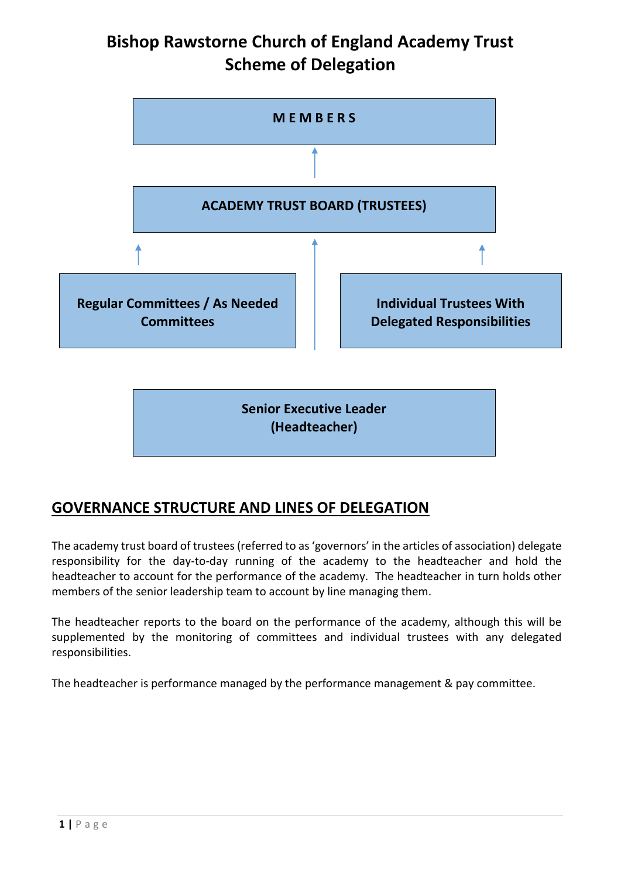# Bishop Rawstorne Church of England Academy Trust
# Scheme of Delegation

**MEMBERS**

**ACADEMY TRUST BOARD (TRUSTEES)**

**Regular Committees / As Needed Committees**

**Individual Trustees With Delegated Responsibilities**

**Senior Executive Leader (Headteacher)**

## GOVERNANCE STRUCTURE AND LINES OF DELEGATION

The academy trust board of trustees (referred to as 'governors' in the articles of association) delegate responsibility for the day-to-day running of the academy to the headteacher and hold the headteacher to account for the performance of the academy. The headteacher in turn holds other members of the senior leadership team to account by line managing them.

The headteacher reports to the board on the performance of the academy, although this will be supplemented by the monitoring of committees and individual trustees with any delegated responsibilities.

The headteacher is performance managed by the performance management & pay committee.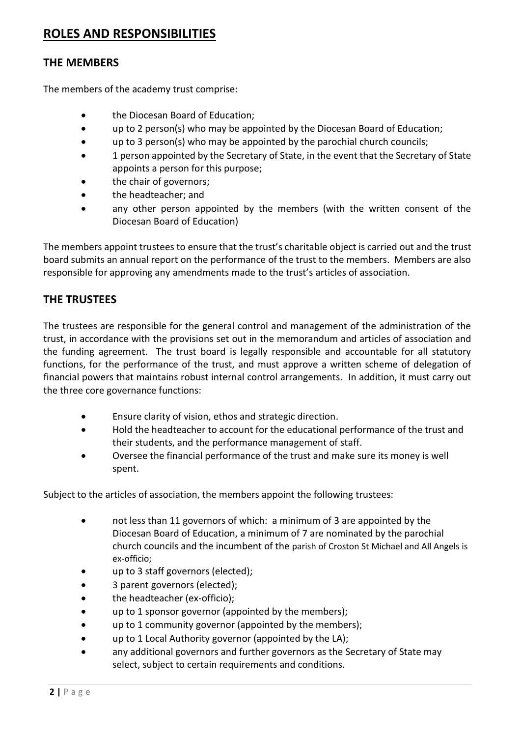# ROLES AND RESPONSIBILITIES

## THE MEMBERS

The members of the academy trust comprise:

- the Diocesan Board of Education;
- up to 2 person(s) who may be appointed by the Diocesan Board of Education;
- up to 3 person(s) who may be appointed by the parochial church councils;
- 1 person appointed by the Secretary of State, in the event that the Secretary of State appoints a person for this purpose;
- the chair of governors;
- the headteacher; and
- any other person appointed by the members (with the written consent of the Diocesan Board of Education)

The members appoint trustees to ensure that the trust's charitable object is carried out and the trust board submits an annual report on the performance of the trust to the members. Members are also responsible for approving any amendments made to the trust's articles of association.

## THE TRUSTEES

The trustees are responsible for the general control and management of the administration of the trust, in accordance with the provisions set out in the memorandum and articles of association and the funding agreement. The trust board is legally responsible and accountable for all statutory functions, for the performance of the trust, and must approve a written scheme of delegation of financial powers that maintains robust internal control arrangements. In addition, it must carry out the three core governance functions:

- Ensure clarity of vision, ethos and strategic direction.
- Hold the headteacher to account for the educational performance of the trust and their students, and the performance management of staff.
- Oversee the financial performance of the trust and make sure its money is well spent.

Subject to the articles of association, the members appoint the following trustees:

- not less than 11 governors of which: a minimum of 3 are appointed by the Diocesan Board of Education, a minimum of 7 are nominated by the parochial church councils and the incumbent of the parish of Croston St Michael and All Angels is ex-officio;
- up to 3 staff governors (elected);
- 3 parent governors (elected);
- the headteacher (ex-officio);
- up to 1 sponsor governor (appointed by the members);
- up to 1 community governor (appointed by the members);
- up to 1 Local Authority governor (appointed by the LA);
- any additional governors and further governors as the Secretary of State may select, subject to certain requirements and conditions.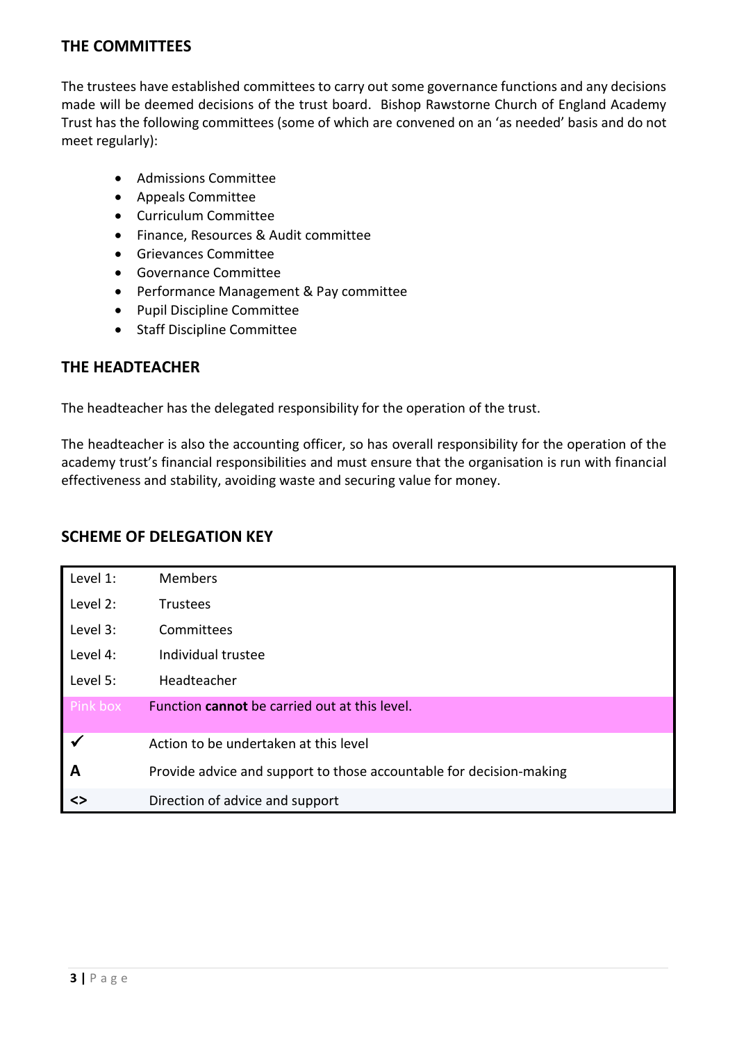## THE COMMITTEES

The trustees have established committees to carry out some governance functions and any decisions made will be deemed decisions of the trust board. Bishop Rawstorne Church of England Academy Trust has the following committees (some of which are convened on an 'as needed' basis and do not meet regularly):

- Admissions Committee
- Appeals Committee
- Curriculum Committee
- Finance, Resources & Audit committee
- Grievances Committee
- Governance Committee
- Performance Management & Pay committee
- Pupil Discipline Committee
- Staff Discipline Committee

## THE HEADTEACHER

The headteacher has the delegated responsibility for the operation of the trust.

The headteacher is also the accounting officer, so has overall responsibility for the operation of the academy trust's financial responsibilities and must ensure that the organisation is run with financial effectiveness and stability, avoiding waste and securing value for money.

## SCHEME OF DELEGATION KEY

| | |
|---|---|
| Level 1: | Members |
| Level 2: | Trustees |
| Level 3: | Committees |
| Level 4: | Individual trustee |
| Level 5: | Headteacher |
| Pink box | Function **cannot** be carried out at this level. |
| ✓ | Action to be undertaken at this level |
| **A** | Provide advice and support to those accountable for decision-making |
| **<>** | Direction of advice and support |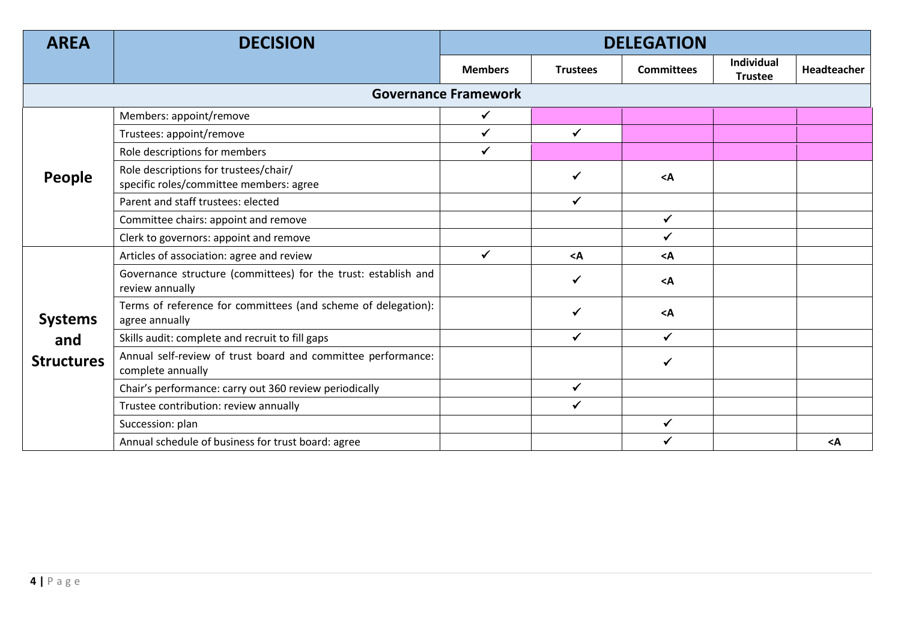| AREA | DECISION | DELEGATION | | | | |
|---|---|---|---|---|---|---|
| | | **Members** | **Trustees** | **Committees** | **Individual Trustee** | **Headteacher** |
| **Governance Framework** | | | | | | |
| **People** | Members: appoint/remove | ✓ | | | | |
| | Trustees: appoint/remove | ✓ | ✓ | | | |
| | Role descriptions for members | ✓ | | | | |
| | Role descriptions for trustees/chair/ specific roles/committee members: agree | | ✓ | <A | | |
| | Parent and staff trustees: elected | | ✓ | | | |
| | Committee chairs: appoint and remove | | | ✓ | | |
| | Clerk to governors: appoint and remove | | | ✓ | | |
| **Systems and Structures** | Articles of association: agree and review | ✓ | <A | <A | | |
| | Governance structure (committees) for the trust: establish and review annually | | ✓ | <A | | |
| | Terms of reference for committees (and scheme of delegation): agree annually | | ✓ | <A | | |
| | Skills audit: complete and recruit to fill gaps | | ✓ | ✓ | | |
| | Annual self-review of trust board and committee performance: complete annually | | | ✓ | | |
| | Chair's performance: carry out 360 review periodically | | ✓ | | | |
| | Trustee contribution: review annually | | ✓ | | | |
| | Succession: plan | | | ✓ | | |
| | Annual schedule of business for trust board: agree | | | ✓ | | <A |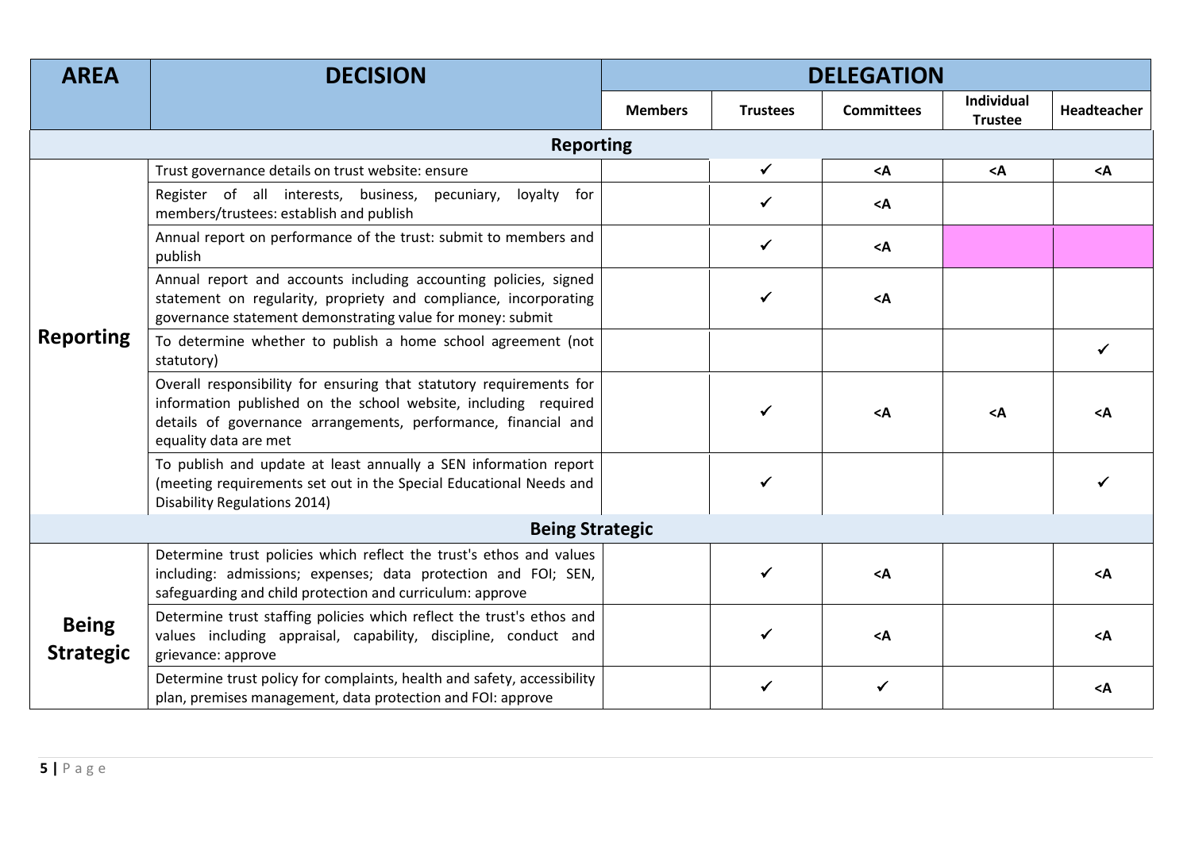| AREA | DECISION | DELEGATION | | | | |
|---|---|---|---|---|---|---|
| | | Members | Trustees | Committees | Individual Trustee | Headteacher |
| **Reporting** | | | | | | |
| Reporting | Trust governance details on trust website: ensure | | ✓ | <A | <A | <A |
| | Register of all interests, business, pecuniary, loyalty for members/trustees: establish and publish | | ✓ | <A | | |
| | Annual report on performance of the trust: submit to members and publish | | ✓ | <A | | |
| | Annual report and accounts including accounting policies, signed statement on regularity, propriety and compliance, incorporating governance statement demonstrating value for money: submit | | ✓ | <A | | |
| | To determine whether to publish a home school agreement (not statutory) | | | | | ✓ |
| | Overall responsibility for ensuring that statutory requirements for information published on the school website, including required details of governance arrangements, performance, financial and equality data are met | | ✓ | <A | <A | <A |
| | To publish and update at least annually a SEN information report (meeting requirements set out in the Special Educational Needs and Disability Regulations 2014) | | ✓ | | | ✓ |
| **Being Strategic** | | | | | | |
| Being Strategic | Determine trust policies which reflect the trust's ethos and values including: admissions; expenses; data protection and FOI; SEN, safeguarding and child protection and curriculum: approve | | ✓ | <A | | <A |
| | Determine trust staffing policies which reflect the trust's ethos and values including appraisal, capability, discipline, conduct and grievance: approve | | ✓ | <A | | <A |
| | Determine trust policy for complaints, health and safety, accessibility plan, premises management, data protection and FOI: approve | | ✓ | ✓ | | <A |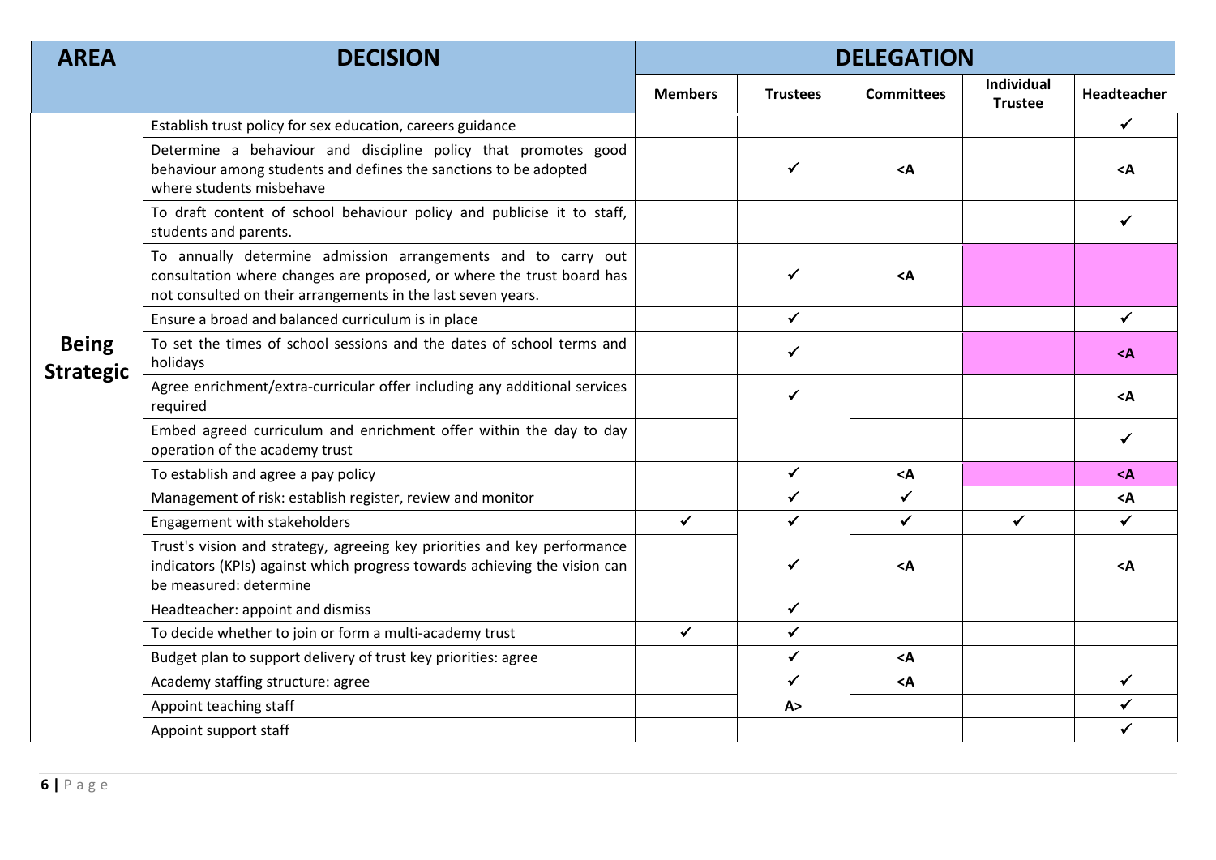| AREA | DECISION | DELEGATION | | | | |
|---|---|---|---|---|---|---|
| | | Members | Trustees | Committees | Individual Trustee | Headteacher |
| **Being Strategic** | Establish trust policy for sex education, careers guidance | | | | | ✓ |
| | Determine a behaviour and discipline policy that promotes good behaviour among students and defines the sanctions to be adopted where students misbehave | | ✓ | <A | | <A |
| | To draft content of school behaviour policy and publicise it to staff, students and parents. | | | | | ✓ |
| | To annually determine admission arrangements and to carry out consultation where changes are proposed, or where the trust board has not consulted on their arrangements in the last seven years. | | ✓ | <A | | |
| | Ensure a broad and balanced curriculum is in place | | ✓ | | | ✓ |
| | To set the times of school sessions and the dates of school terms and holidays | | ✓ | | | <A |
| | Agree enrichment/extra-curricular offer including any additional services required | | ✓ | | | <A |
| | Embed agreed curriculum and enrichment offer within the day to day operation of the academy trust | | | | | ✓ |
| | To establish and agree a pay policy | | ✓ | <A | | <A |
| | Management of risk: establish register, review and monitor | | ✓ | ✓ | | <A |
| | Engagement with stakeholders | ✓ | ✓ | ✓ | ✓ | ✓ |
| | Trust's vision and strategy, agreeing key priorities and key performance indicators (KPIs) against which progress towards achieving the vision can be measured: determine | | ✓ | <A | | <A |
| | Headteacher: appoint and dismiss | | ✓ | | | |
| | To decide whether to join or form a multi-academy trust | ✓ | ✓ | | | |
| | Budget plan to support delivery of trust key priorities: agree | | ✓ | <A | | |
| | Academy staffing structure: agree | | ✓ | <A | | ✓ |
| | Appoint teaching staff | | A> | | | ✓ |
| | Appoint support staff | | | | | ✓ |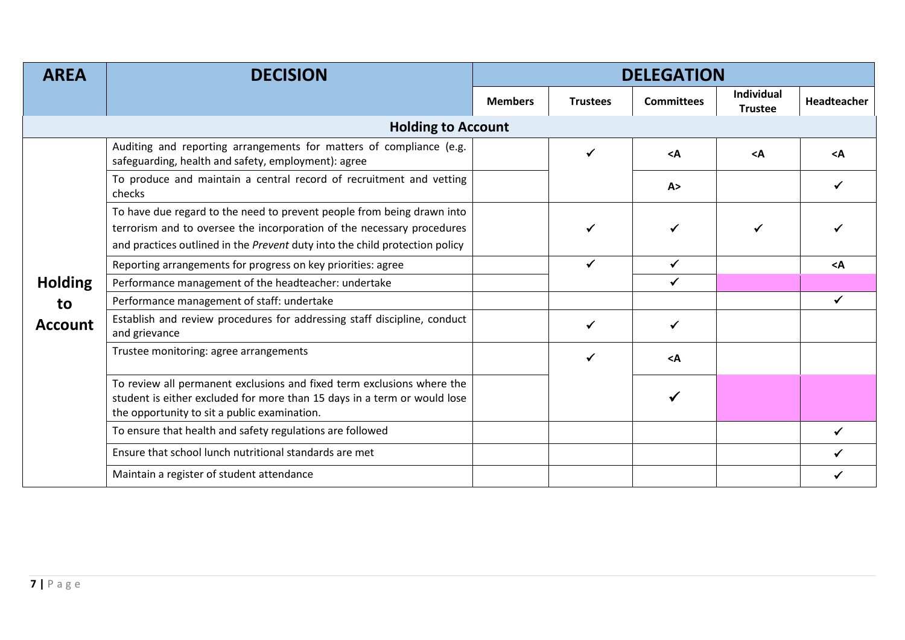| AREA | DECISION | DELEGATION | | | | |
|---|---|---|---|---|---|---|
| | | Members | Trustees | Committees | Individual Trustee | Headteacher |
| **Holding to Account** | | | | | | |
| Holding to Account | Auditing and reporting arrangements for matters of compliance (e.g. safeguarding, health and safety, employment): agree | | ✓ | <A | <A | <A |
| | To produce and maintain a central record of recruitment and vetting checks | | | A> | | ✓ |
| | To have due regard to the need to prevent people from being drawn into terrorism and to oversee the incorporation of the necessary procedures and practices outlined in the *Prevent* duty into the child protection policy | | ✓ | ✓ | ✓ | ✓ |
| | Reporting arrangements for progress on key priorities: agree | | ✓ | ✓ | | <A |
| | Performance management of the headteacher: undertake | | | ✓ | | |
| | Performance management of staff: undertake | | | | | ✓ |
| | Establish and review procedures for addressing staff discipline, conduct and grievance | | ✓ | ✓ | | |
| | Trustee monitoring: agree arrangements | | ✓ | <A | | |
| | To review all permanent exclusions and fixed term exclusions where the student is either excluded for more than 15 days in a term or would lose the opportunity to sit a public examination. | | | ✓ | | |
| | To ensure that health and safety regulations are followed | | | | | ✓ |
| | Ensure that school lunch nutritional standards are met | | | | | ✓ |
| | Maintain a register of student attendance | | | | | ✓ |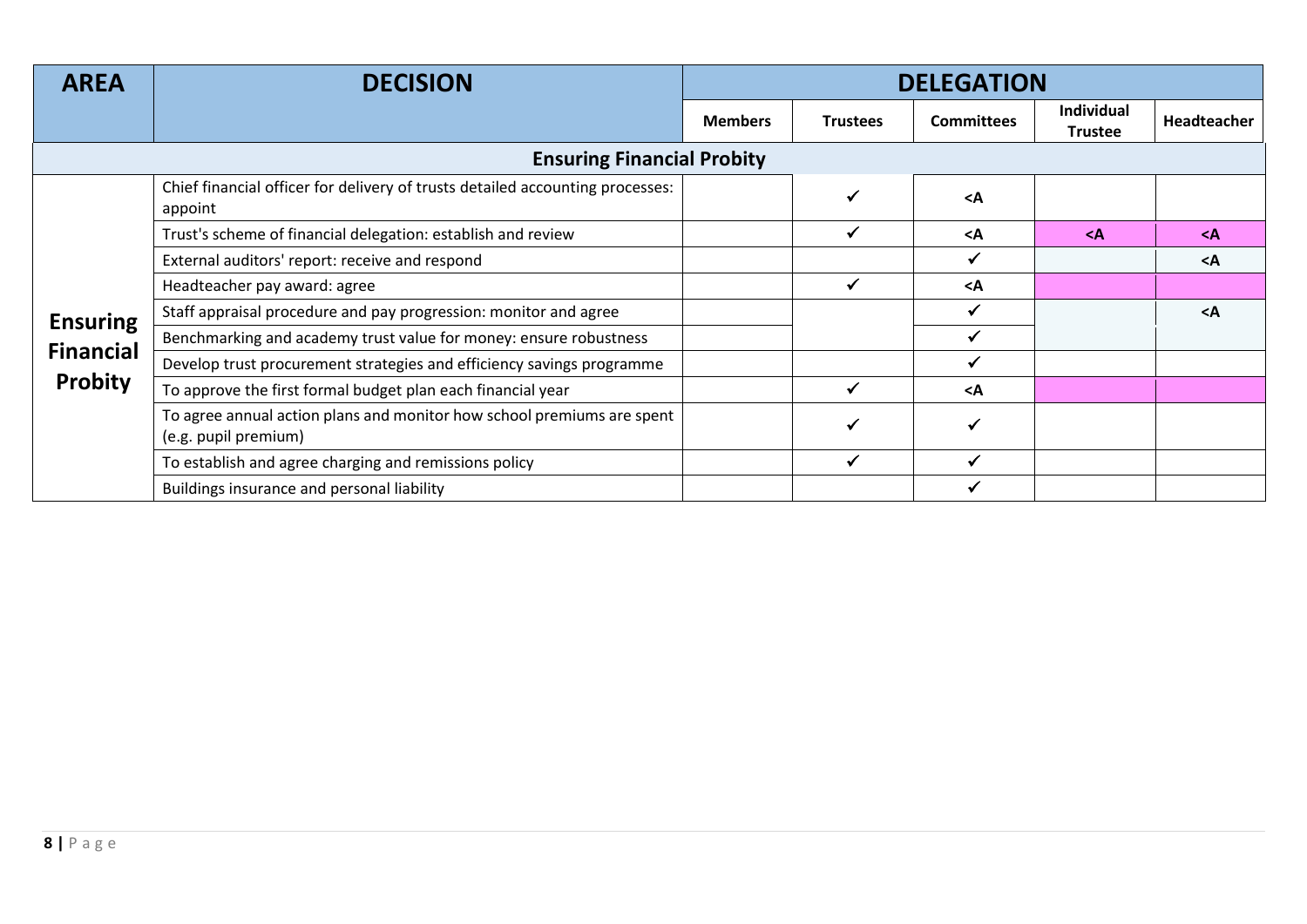| AREA | DECISION | DELEGATION | | | | |
|---|---|---|---|---|---|---|
| | | Members | Trustees | Committees | Individual Trustee | Headteacher |
| **Ensuring Financial Probity** | | | | | | |
| Ensuring Financial Probity | Chief financial officer for delivery of trusts detailed accounting processes: appoint | | ✓ | <A | | |
| | Trust's scheme of financial delegation: establish and review | | ✓ | <A | <A | <A |
| | External auditors' report: receive and respond | | | ✓ | | <A |
| | Headteacher pay award: agree | | ✓ | <A | | |
| | Staff appraisal procedure and pay progression: monitor and agree | | | ✓ | | <A |
| | Benchmarking and academy trust value for money: ensure robustness | | | ✓ | | |
| | Develop trust procurement strategies and efficiency savings programme | | | ✓ | | |
| | To approve the first formal budget plan each financial year | | ✓ | <A | | |
| | To agree annual action plans and monitor how school premiums are spent (e.g. pupil premium) | | ✓ | ✓ | | |
| | To establish and agree charging and remissions policy | | ✓ | ✓ | | |
| | Buildings insurance and personal liability | | | ✓ | | |